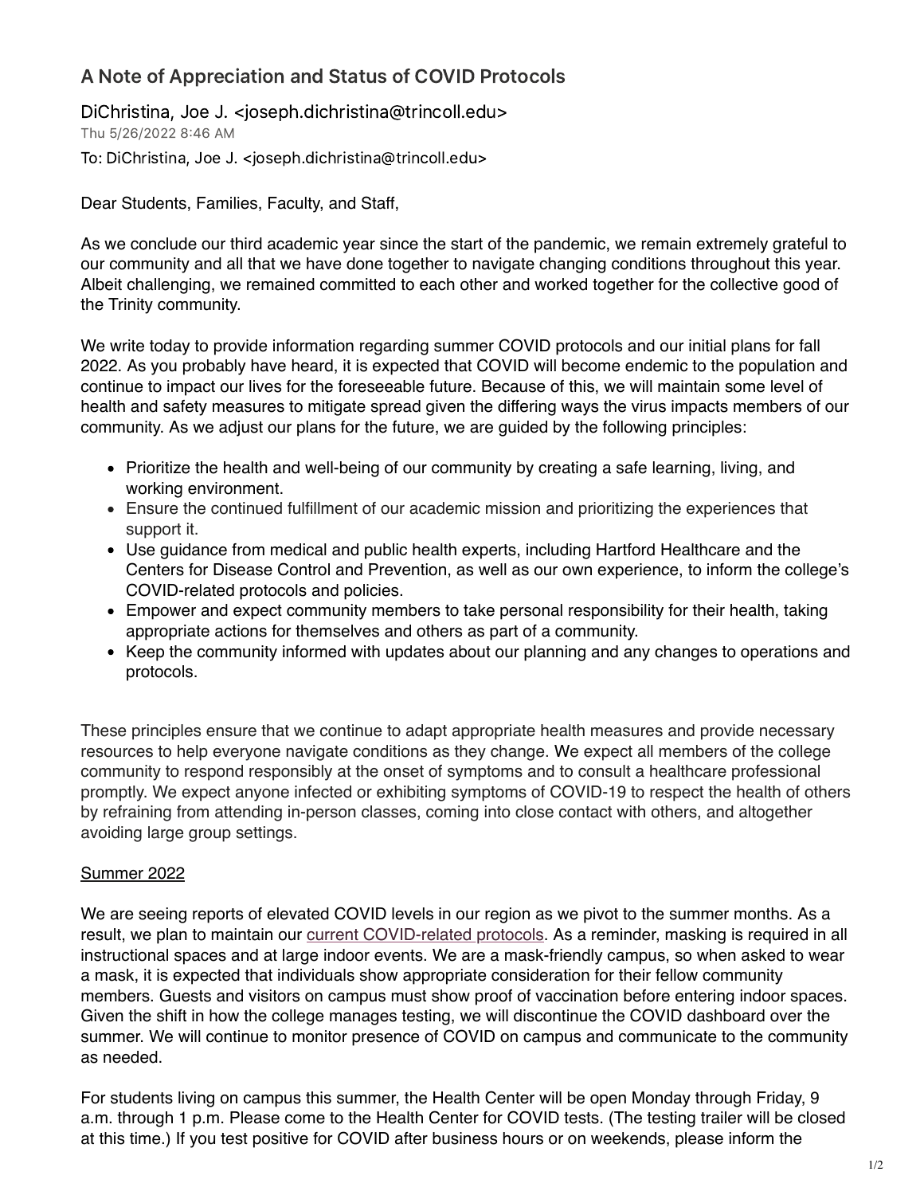# A Note of Appreciation and Status of COVID Protocols

DiChristina, Joe J. <joseph.dichristina@trincoll.edu>
Thu 5/26/2022 8:46 AM
To: DiChristina, Joe J. <joseph.dichristina@trincoll.edu>

Dear Students, Families, Faculty, and Staff,

As we conclude our third academic year since the start of the pandemic, we remain extremely grateful to our community and all that we have done together to navigate changing conditions throughout this year. Albeit challenging, we remained committed to each other and worked together for the collective good of the Trinity community.

We write today to provide information regarding summer COVID protocols and our initial plans for fall 2022. As you probably have heard, it is expected that COVID will become endemic to the population and continue to impact our lives for the foreseeable future. Because of this, we will maintain some level of health and safety measures to mitigate spread given the differing ways the virus impacts members of our community. As we adjust our plans for the future, we are guided by the following principles:

- Prioritize the health and well-being of our community by creating a safe learning, living, and working environment.
- Ensure the continued fulfillment of our academic mission and prioritizing the experiences that support it.
- Use guidance from medical and public health experts, including Hartford Healthcare and the Centers for Disease Control and Prevention, as well as our own experience, to inform the college's COVID-related protocols and policies.
- Empower and expect community members to take personal responsibility for their health, taking appropriate actions for themselves and others as part of a community.
- Keep the community informed with updates about our planning and any changes to operations and protocols.

These principles ensure that we continue to adapt appropriate health measures and provide necessary resources to help everyone navigate conditions as they change. We expect all members of the college community to respond responsibly at the onset of symptoms and to consult a healthcare professional promptly. We expect anyone infected or exhibiting symptoms of COVID-19 to respect the health of others by refraining from attending in-person classes, coming into close contact with others, and altogether avoiding large group settings.

<u>Summer 2022</u>

We are seeing reports of elevated COVID levels in our region as we pivot to the summer months. As a result, we plan to maintain our current COVID-related protocols. As a reminder, masking is required in all instructional spaces and at large indoor events. We are a mask-friendly campus, so when asked to wear a mask, it is expected that individuals show appropriate consideration for their fellow community members. Guests and visitors on campus must show proof of vaccination before entering indoor spaces. Given the shift in how the college manages testing, we will discontinue the COVID dashboard over the summer. We will continue to monitor presence of COVID on campus and communicate to the community as needed.

For students living on campus this summer, the Health Center will be open Monday through Friday, 9 a.m. through 1 p.m. Please come to the Health Center for COVID tests. (The testing trailer will be closed at this time.) If you test positive for COVID after business hours or on weekends, please inform the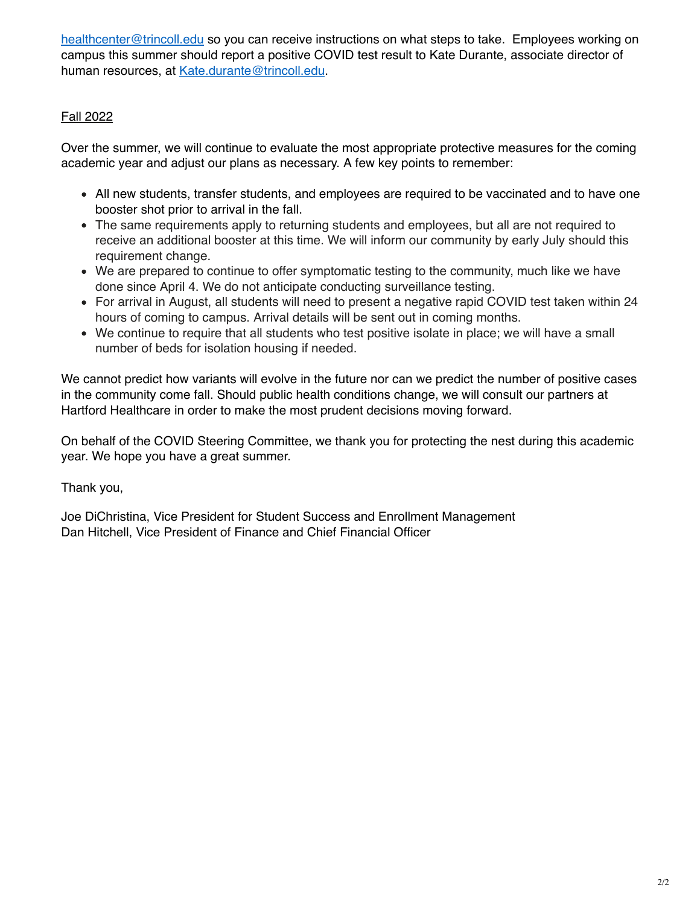healthcenter@trincoll.edu so you can receive instructions on what steps to take.  Employees working on campus this summer should report a positive COVID test result to Kate Durante, associate director of human resources, at Kate.durante@trincoll.edu.

Fall 2022

Over the summer, we will continue to evaluate the most appropriate protective measures for the coming academic year and adjust our plans as necessary. A few key points to remember:

- All new students, transfer students, and employees are required to be vaccinated and to have one booster shot prior to arrival in the fall.
- The same requirements apply to returning students and employees, but all are not required to receive an additional booster at this time. We will inform our community by early July should this requirement change.
- We are prepared to continue to offer symptomatic testing to the community, much like we have done since April 4. We do not anticipate conducting surveillance testing.
- For arrival in August, all students will need to present a negative rapid COVID test taken within 24 hours of coming to campus. Arrival details will be sent out in coming months.
- We continue to require that all students who test positive isolate in place; we will have a small number of beds for isolation housing if needed.

We cannot predict how variants will evolve in the future nor can we predict the number of positive cases in the community come fall. Should public health conditions change, we will consult our partners at Hartford Healthcare in order to make the most prudent decisions moving forward.

On behalf of the COVID Steering Committee, we thank you for protecting the nest during this academic year. We hope you have a great summer.

Thank you,

Joe DiChristina, Vice President for Student Success and Enrollment Management
Dan Hitchell, Vice President of Finance and Chief Financial Officer